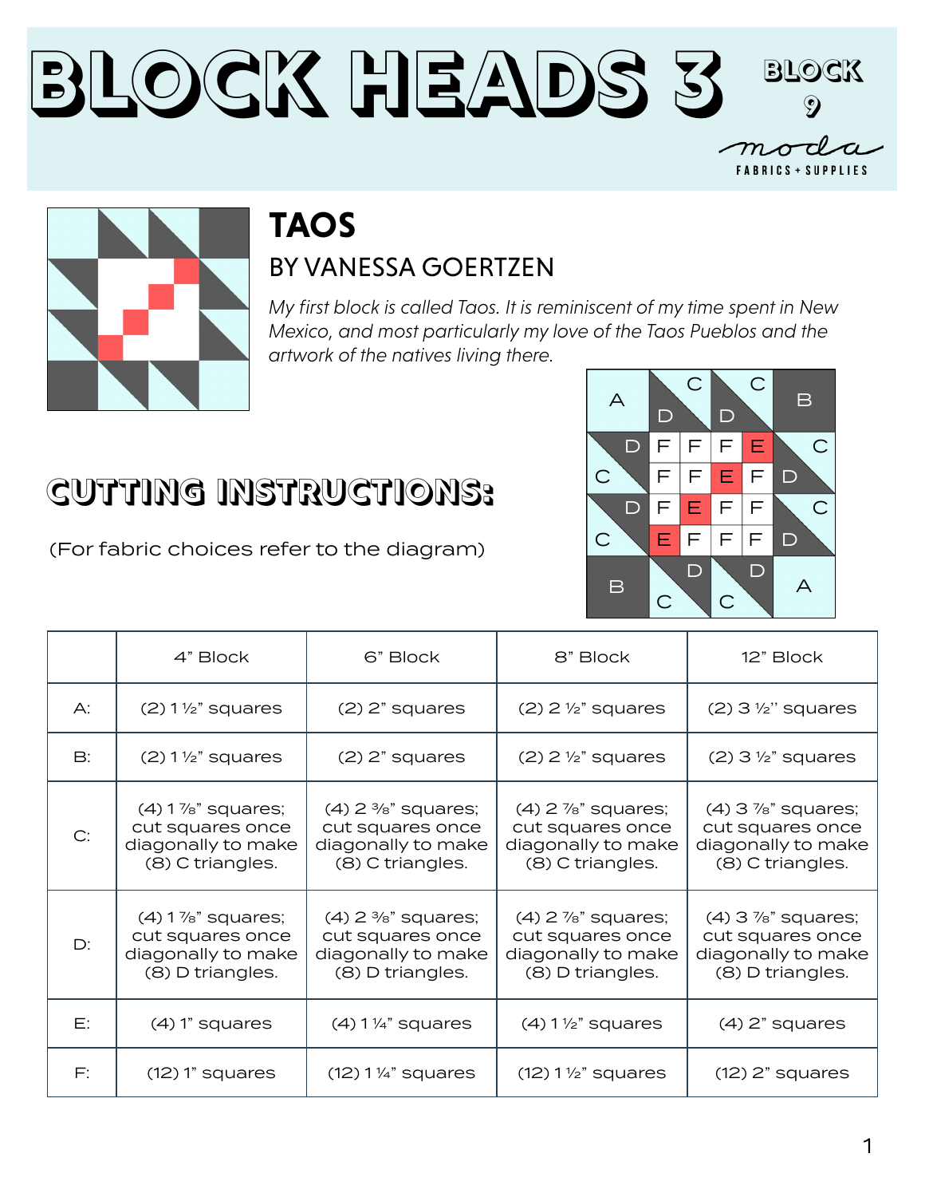# BLOCK HEADS 3

BLOCK 9

moda FABRICS + SUPPLIES

## TAOS

### BY VANESSA GOERTZEN

*My first block is called Taos. It is reminiscent of my time spent in New Mexico, and most particularly my love of the Taos Pueblos and the artwork of the natives living there.*

## CUTTING INSTRUCTIONS:

(For fabric choices refer to the diagram)

| | 4" Block | 6" Block | 8" Block | 12" Block |
|---|---|---|---|---|
| A: | (2) 1 ½" squares | (2) 2" squares | (2) 2 ½" squares | (2) 3 ½" squares |
| B: | (2) 1 ½" squares | (2) 2" squares | (2) 2 ½" squares | (2) 3 ½" squares |
| C: | (4) 1 ⅞" squares; cut squares once diagonally to make (8) C triangles. | (4) 2 ⅜" squares; cut squares once diagonally to make (8) C triangles. | (4) 2 ⅞" squares; cut squares once diagonally to make (8) C triangles. | (4) 3 ⅞" squares; cut squares once diagonally to make (8) C triangles. |
| D: | (4) 1 ⅞" squares; cut squares once diagonally to make (8) D triangles. | (4) 2 ⅜" squares; cut squares once diagonally to make (8) D triangles. | (4) 2 ⅞" squares; cut squares once diagonally to make (8) D triangles. | (4) 3 ⅞" squares; cut squares once diagonally to make (8) D triangles. |
| E: | (4) 1" squares | (4) 1 ¼" squares | (4) 1 ½" squares | (4) 2" squares |
| F: | (12) 1" squares | (12) 1 ¼" squares | (12) 1 ½" squares | (12) 2" squares |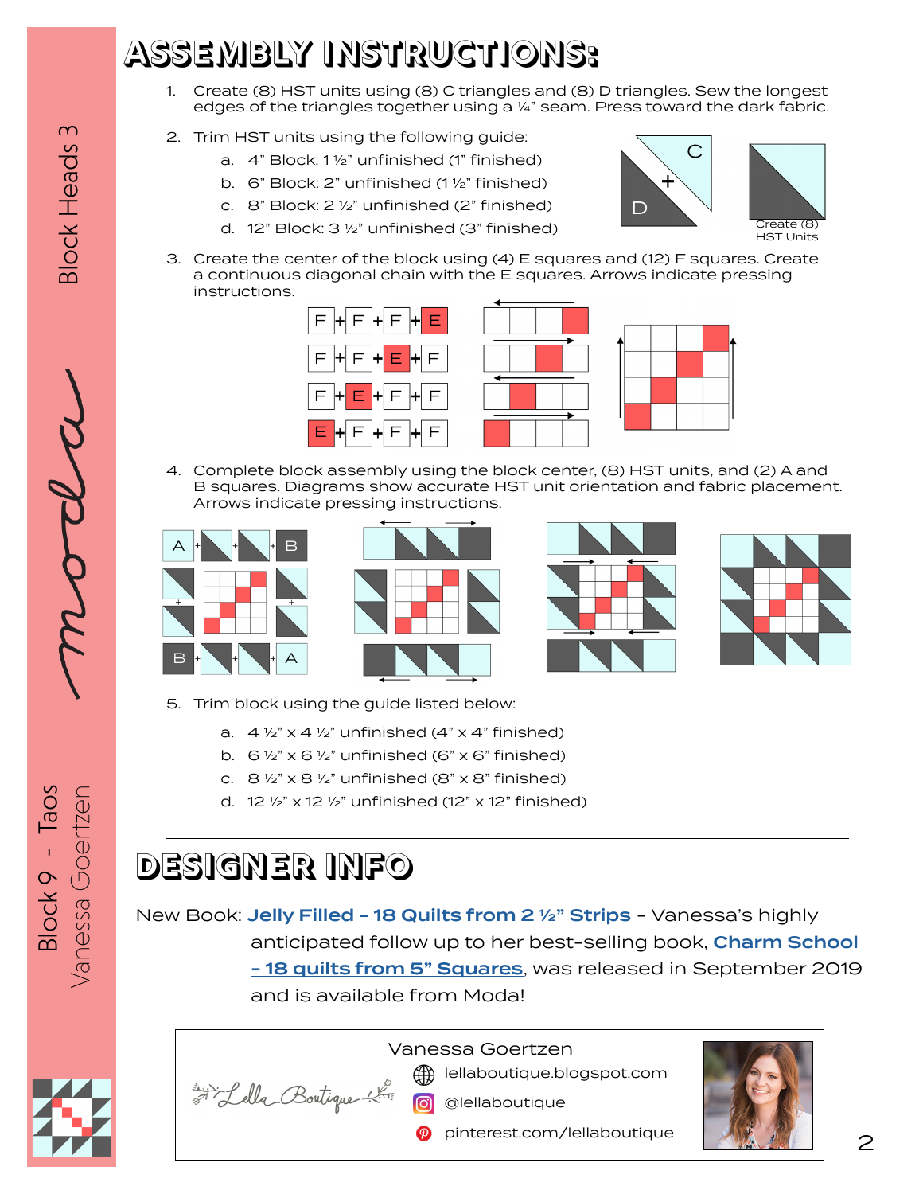# ASSEMBLY INSTRUCTIONS:

1. Create (8) HST units using (8) C triangles and (8) D triangles. Sew the longest edges of the triangles together using a ¼" seam. Press toward the dark fabric.

2. Trim HST units using the following guide:
   a. 4" Block: 1 ½" unfinished (1" finished)
   b. 6" Block: 2" unfinished (1 ½" finished)
   c. 8" Block: 2 ½" unfinished (2" finished)
   d. 12" Block: 3 ½" unfinished (3" finished)

C

D

Create (8) HST Units

3. Create the center of the block using (4) E squares and (12) F squares. Create a continuous diagonal chain with the E squares. Arrows indicate pressing instructions.

F + F + F + E

F + F + E + F

F + E + F + F

E + F + F + F

4. Complete block assembly using the block center, (8) HST units, and (2) A and B squares. Diagrams show accurate HST unit orientation and fabric placement. Arrows indicate pressing instructions.

A + + + B

B + + + A

5. Trim block using the guide listed below:
   a. 4 ½" x 4 ½" unfinished (4" x 4" finished)
   b. 6 ½" x 6 ½" unfinished (6" x 6" finished)
   c. 8 ½" x 8 ½" unfinished (8" x 8" finished)
   d. 12 ½" x 12 ½" unfinished (12" x 12" finished)

# DESIGNER INFO

New Book: **Jelly Filled - 18 Quilts from 2 ½" Strips** - Vanessa's highly anticipated follow up to her best-selling book, **Charm School - 18 quilts from 5" Squares**, was released in September 2019 and is available from Moda!

Lella Boutique

Vanessa Goertzen

lellaboutique.blogspot.com

@lellaboutique

pinterest.com/lellaboutique